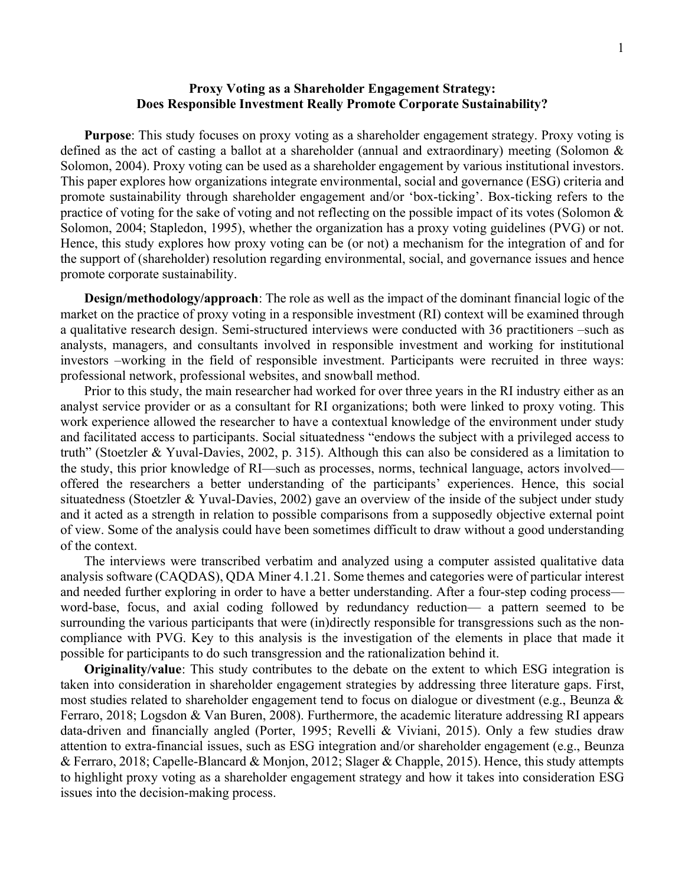# Proxy Voting as a Shareholder Engagement Strategy: Does Responsible Investment Really Promote Corporate Sustainability?

**Purpose**: This study focuses on proxy voting as a shareholder engagement strategy. Proxy voting is defined as the act of casting a ballot at a shareholder (annual and extraordinary) meeting (Solomon & Solomon, 2004). Proxy voting can be used as a shareholder engagement by various institutional investors. This paper explores how organizations integrate environmental, social and governance (ESG) criteria and promote sustainability through shareholder engagement and/or 'box-ticking'. Box-ticking refers to the practice of voting for the sake of voting and not reflecting on the possible impact of its votes (Solomon & Solomon, 2004; Stapledon, 1995), whether the organization has a proxy voting guidelines (PVG) or not. Hence, this study explores how proxy voting can be (or not) a mechanism for the integration of and for the support of (shareholder) resolution regarding environmental, social, and governance issues and hence promote corporate sustainability.

**Design/methodology/approach**: The role as well as the impact of the dominant financial logic of the market on the practice of proxy voting in a responsible investment (RI) context will be examined through a qualitative research design. Semi-structured interviews were conducted with 36 practitioners –such as analysts, managers, and consultants involved in responsible investment and working for institutional investors –working in the field of responsible investment. Participants were recruited in three ways: professional network, professional websites, and snowball method.

Prior to this study, the main researcher had worked for over three years in the RI industry either as an analyst service provider or as a consultant for RI organizations; both were linked to proxy voting. This work experience allowed the researcher to have a contextual knowledge of the environment under study and facilitated access to participants. Social situatedness "endows the subject with a privileged access to truth" (Stoetzler & Yuval-Davies, 2002, p. 315). Although this can also be considered as a limitation to the study, this prior knowledge of RI—such as processes, norms, technical language, actors involved—offered the researchers a better understanding of the participants' experiences. Hence, this social situatedness (Stoetzler & Yuval-Davies, 2002) gave an overview of the inside of the subject under study and it acted as a strength in relation to possible comparisons from a supposedly objective external point of view. Some of the analysis could have been sometimes difficult to draw without a good understanding of the context.

The interviews were transcribed verbatim and analyzed using a computer assisted qualitative data analysis software (CAQDAS), QDA Miner 4.1.21. Some themes and categories were of particular interest and needed further exploring in order to have a better understanding. After a four-step coding process—word-base, focus, and axial coding followed by redundancy reduction— a pattern seemed to be surrounding the various participants that were (in)directly responsible for transgressions such as the non-compliance with PVG. Key to this analysis is the investigation of the elements in place that made it possible for participants to do such transgression and the rationalization behind it.

**Originality/value**: This study contributes to the debate on the extent to which ESG integration is taken into consideration in shareholder engagement strategies by addressing three literature gaps. First, most studies related to shareholder engagement tend to focus on dialogue or divestment (e.g., Beunza & Ferraro, 2018; Logsdon & Van Buren, 2008). Furthermore, the academic literature addressing RI appears data-driven and financially angled (Porter, 1995; Revelli & Viviani, 2015). Only a few studies draw attention to extra-financial issues, such as ESG integration and/or shareholder engagement (e.g., Beunza & Ferraro, 2018; Capelle-Blancard & Monjon, 2012; Slager & Chapple, 2015). Hence, this study attempts to highlight proxy voting as a shareholder engagement strategy and how it takes into consideration ESG issues into the decision-making process.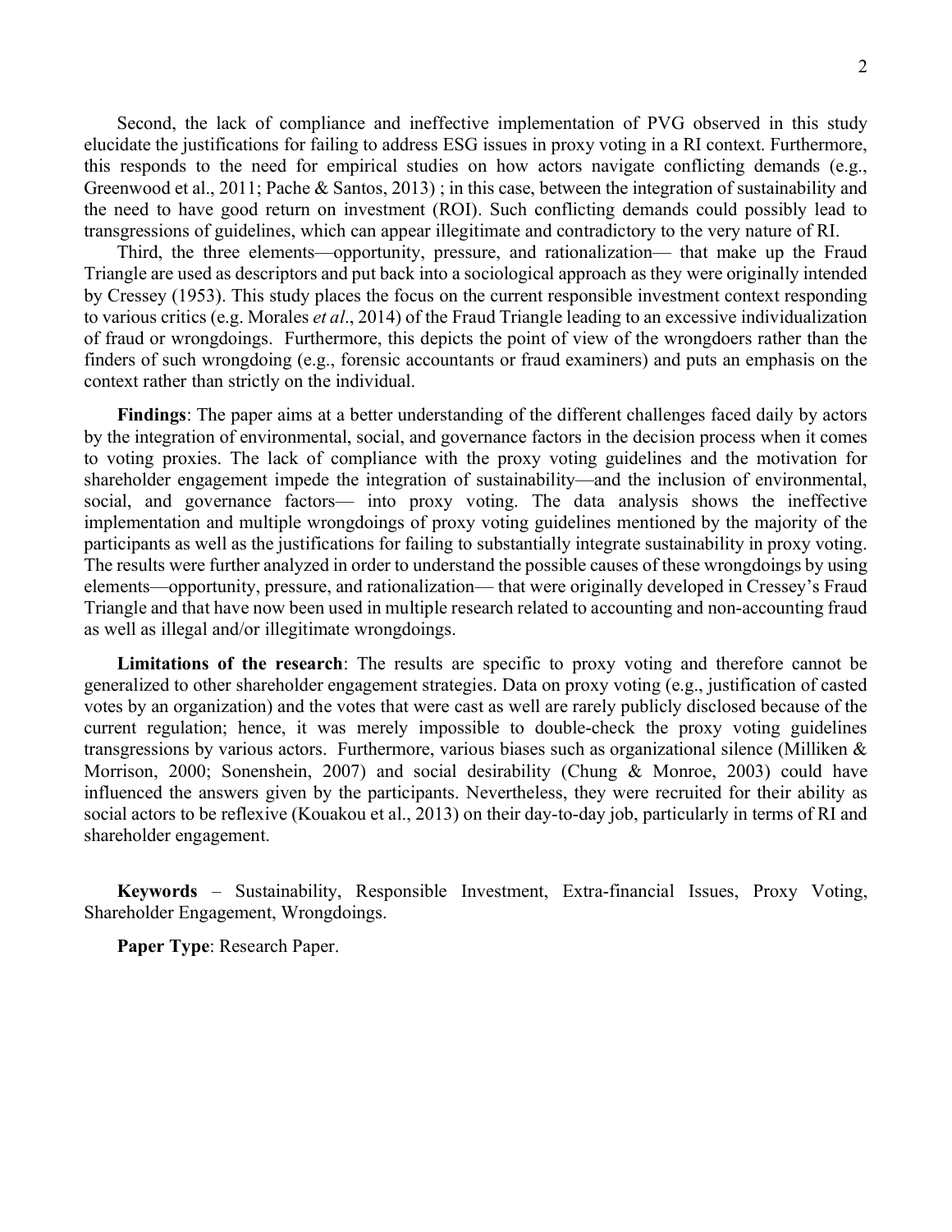Second, the lack of compliance and ineffective implementation of PVG observed in this study elucidate the justifications for failing to address ESG issues in proxy voting in a RI context. Furthermore, this responds to the need for empirical studies on how actors navigate conflicting demands (e.g., Greenwood et al., 2011; Pache & Santos, 2013) ; in this case, between the integration of sustainability and the need to have good return on investment (ROI). Such conflicting demands could possibly lead to transgressions of guidelines, which can appear illegitimate and contradictory to the very nature of RI.

Third, the three elements—opportunity, pressure, and rationalization— that make up the Fraud Triangle are used as descriptors and put back into a sociological approach as they were originally intended by Cressey (1953). This study places the focus on the current responsible investment context responding to various critics (e.g. Morales *et al*., 2014) of the Fraud Triangle leading to an excessive individualization of fraud or wrongdoings. Furthermore, this depicts the point of view of the wrongdoers rather than the finders of such wrongdoing (e.g., forensic accountants or fraud examiners) and puts an emphasis on the context rather than strictly on the individual.

**Findings**: The paper aims at a better understanding of the different challenges faced daily by actors by the integration of environmental, social, and governance factors in the decision process when it comes to voting proxies. The lack of compliance with the proxy voting guidelines and the motivation for shareholder engagement impede the integration of sustainability—and the inclusion of environmental, social, and governance factors— into proxy voting. The data analysis shows the ineffective implementation and multiple wrongdoings of proxy voting guidelines mentioned by the majority of the participants as well as the justifications for failing to substantially integrate sustainability in proxy voting. The results were further analyzed in order to understand the possible causes of these wrongdoings by using elements—opportunity, pressure, and rationalization— that were originally developed in Cressey's Fraud Triangle and that have now been used in multiple research related to accounting and non-accounting fraud as well as illegal and/or illegitimate wrongdoings.

**Limitations of the research**: The results are specific to proxy voting and therefore cannot be generalized to other shareholder engagement strategies. Data on proxy voting (e.g., justification of casted votes by an organization) and the votes that were cast as well are rarely publicly disclosed because of the current regulation; hence, it was merely impossible to double-check the proxy voting guidelines transgressions by various actors. Furthermore, various biases such as organizational silence (Milliken & Morrison, 2000; Sonenshein, 2007) and social desirability (Chung & Monroe, 2003) could have influenced the answers given by the participants. Nevertheless, they were recruited for their ability as social actors to be reflexive (Kouakou et al., 2013) on their day-to-day job, particularly in terms of RI and shareholder engagement.

**Keywords** – Sustainability, Responsible Investment, Extra-financial Issues, Proxy Voting, Shareholder Engagement, Wrongdoings.

**Paper Type**: Research Paper.